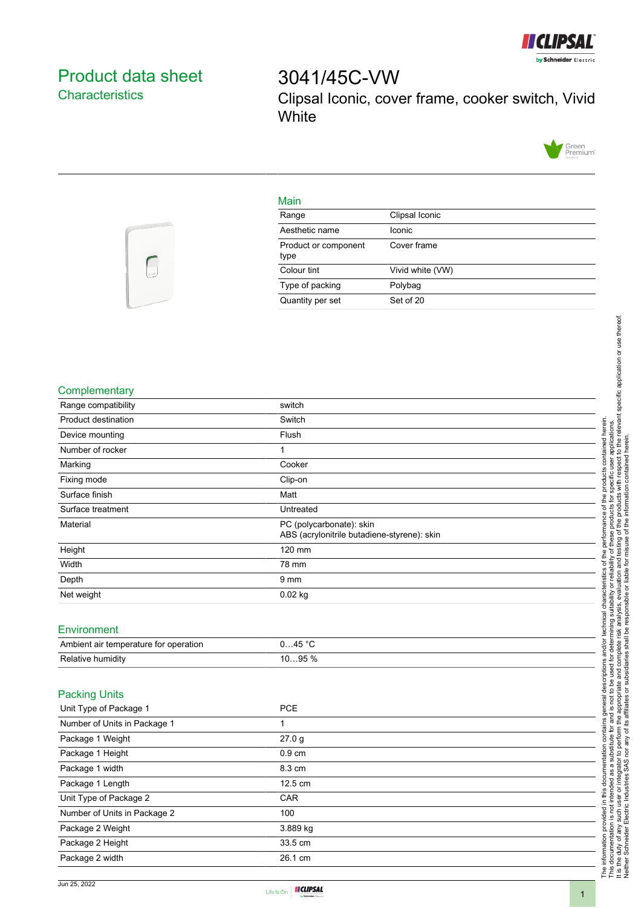# Product data sheet
## Characteristics

# 3041/45C-VW

Clipsal Iconic, cover frame, cooker switch, Vivid White

### Main

| | |
|---|---|
| Range | Clipsal Iconic |
| Aesthetic name | Iconic |
| Product or component type | Cover frame |
| Colour tint | Vivid white (VW) |
| Type of packing | Polybag |
| Quantity per set | Set of 20 |

### Complementary

| | |
|---|---|
| Range compatibility | switch |
| Product destination | Switch |
| Device mounting | Flush |
| Number of rocker | 1 |
| Marking | Cooker |
| Fixing mode | Clip-on |
| Surface finish | Matt |
| Surface treatment | Untreated |
| Material | PC (polycarbonate): skin<br>ABS (acrylonitrile butadiene-styrene): skin |
| Height | 120 mm |
| Width | 78 mm |
| Depth | 9 mm |
| Net weight | 0.02 kg |

### Environment

| | |
|---|---|
| Ambient air temperature for operation | 0…45 °C |
| Relative humidity | 10…95 % |

### Packing Units

| | |
|---|---|
| Unit Type of Package 1 | PCE |
| Number of Units in Package 1 | 1 |
| Package 1 Weight | 27.0 g |
| Package 1 Height | 0.9 cm |
| Package 1 width | 8.3 cm |
| Package 1 Length | 12.5 cm |
| Unit Type of Package 2 | CAR |
| Number of Units in Package 2 | 100 |
| Package 2 Weight | 3.889 kg |
| Package 2 Height | 33.5 cm |
| Package 2 width | 26.1 cm |

The information provided in this documentation contains general descriptions and/or technical characteristics of the performance of the products contained herein.
This documentation is not intended as a substitute for and is not to be used for determining suitability or reliability of these products for specific user applications.
It is the duty of any such user or integrator to perform the appropriate and complete risk analysis, evaluation and testing of the products with respect to the relevant specific application or use thereof.
Neither Schneider Electric Industries SAS nor any of its affiliates or subsidiaries shall be responsible or liable for misuse of the information contained herein.

Jun 25, 2022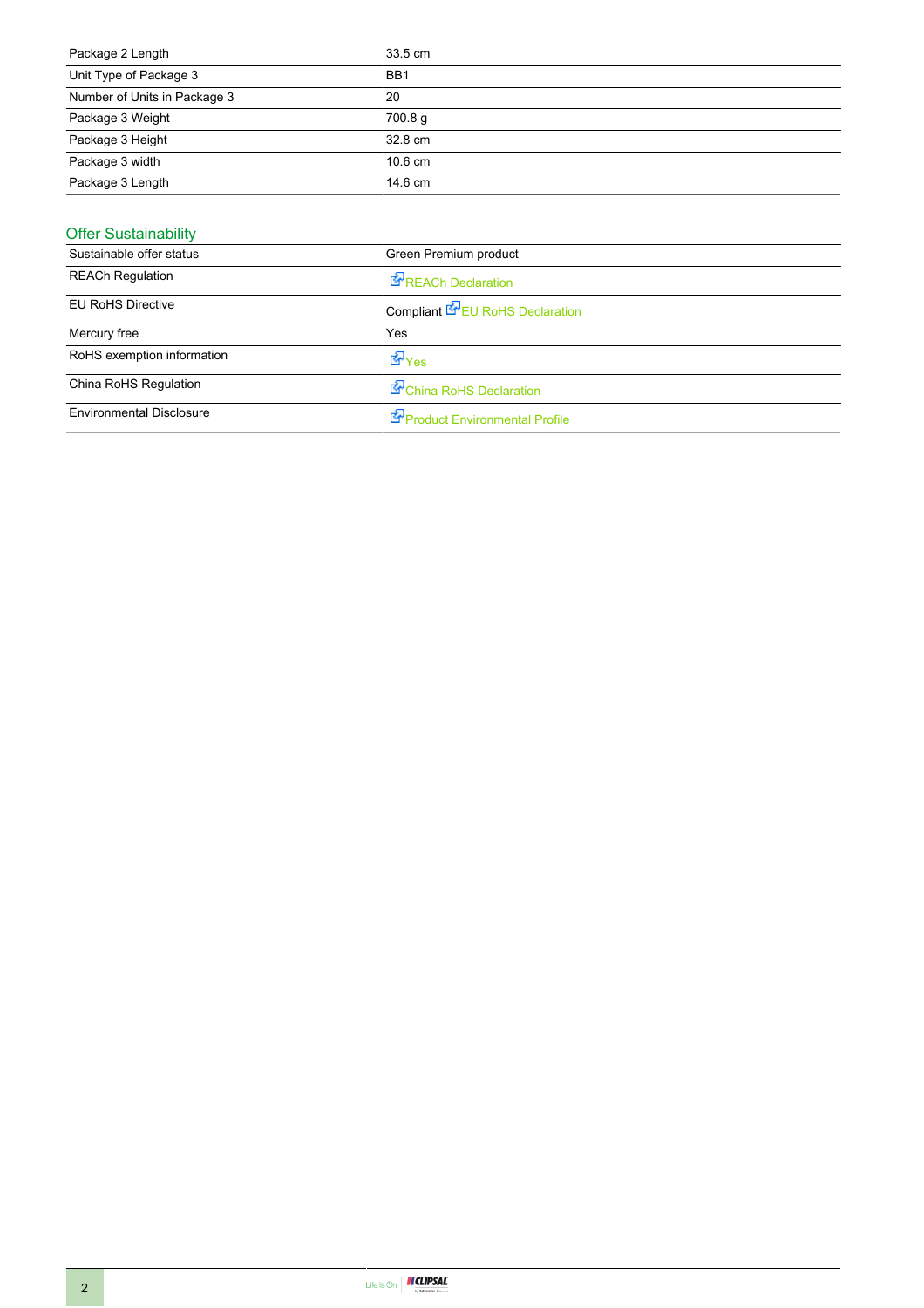| | |
|---|---|
| Package 2 Length | 33.5 cm |
| Unit Type of Package 3 | BB1 |
| Number of Units in Package 3 | 20 |
| Package 3 Weight | 700.8 g |
| Package 3 Height | 32.8 cm |
| Package 3 width | 10.6 cm |
| Package 3 Length | 14.6 cm |

## Offer Sustainability

| | |
|---|---|
| Sustainable offer status | Green Premium product |
| REACh Regulation | REACh Declaration |
| EU RoHS Directive | Compliant EU RoHS Declaration |
| Mercury free | Yes |
| RoHS exemption information | Yes |
| China RoHS Regulation | China RoHS Declaration |
| Environmental Disclosure | Product Environmental Profile |